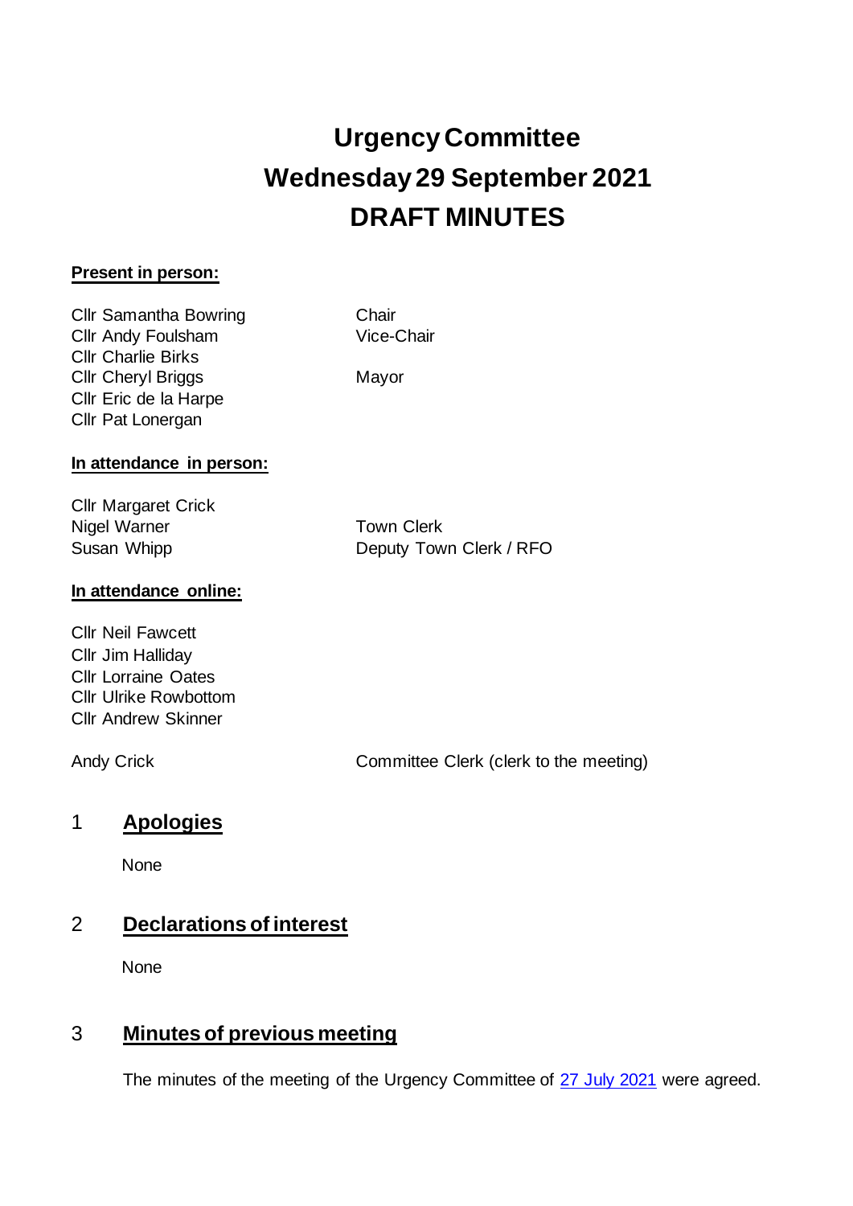# Urgency Committee
# Wednesday 29 September 2021
# DRAFT MINUTES

**Present in person:**

| | |
|---|---|
| Cllr Samantha Bowring | Chair |
| Cllr Andy Foulsham | Vice-Chair |
| Cllr Charlie Birks | |
| Cllr Cheryl Briggs | Mayor |
| Cllr Eric de la Harpe | |
| Cllr Pat Lonergan | |

**In attendance in person:**

| | |
|---|---|
| Cllr Margaret Crick | |
| Nigel Warner | Town Clerk |
| Susan Whipp | Deputy Town Clerk / RFO |

**In attendance online:**

Cllr Neil Fawcett
Cllr Jim Halliday
Cllr Lorraine Oates
Cllr Ulrike Rowbottom
Cllr Andrew Skinner

| | |
|---|---|
| Andy Crick | Committee Clerk (clerk to the meeting) |

## 1 Apologies

None

## 2 Declarations of interest

None

## 3 Minutes of previous meeting

The minutes of the meeting of the Urgency Committee of 27 July 2021 were agreed.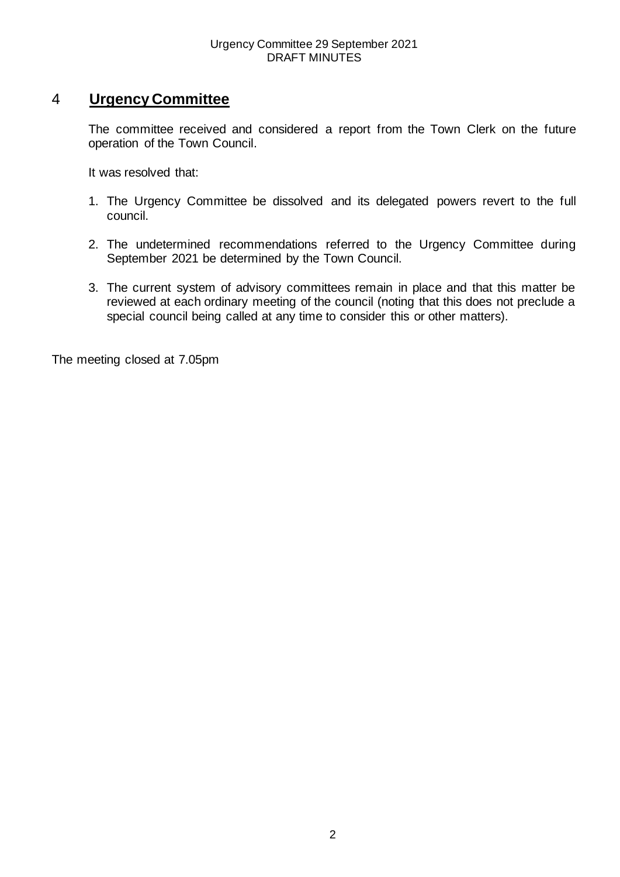## 4 Urgency Committee

The committee received and considered a report from the Town Clerk on the future operation of the Town Council.

It was resolved that:

1. The Urgency Committee be dissolved and its delegated powers revert to the full council.

2. The undetermined recommendations referred to the Urgency Committee during September 2021 be determined by the Town Council.

3. The current system of advisory committees remain in place and that this matter be reviewed at each ordinary meeting of the council (noting that this does not preclude a special council being called at any time to consider this or other matters).

The meeting closed at 7.05pm